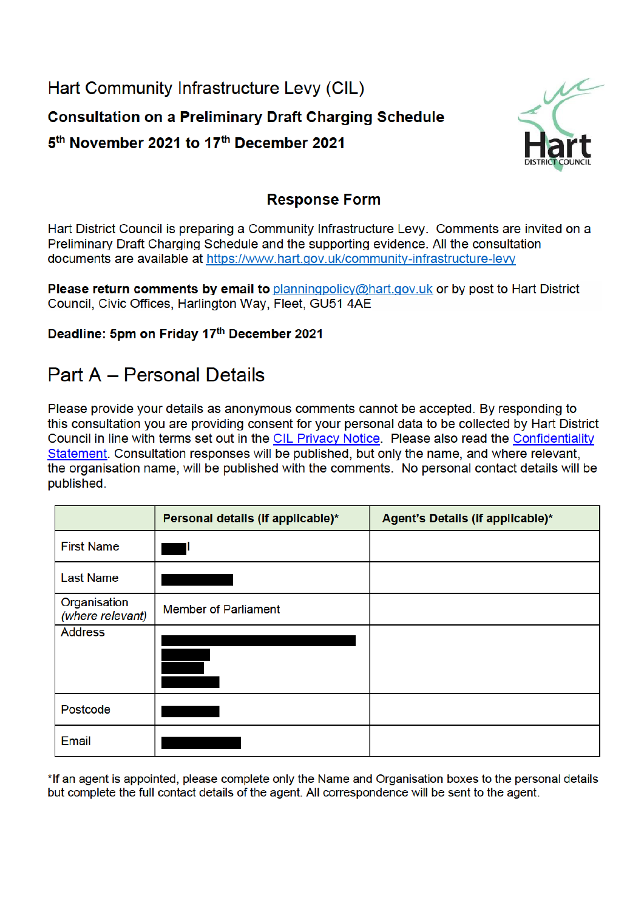# Hart Community Infrastructure Levy (CIL)

**Consultation on a Preliminary Draft Charging Schedule**

**5th November 2021 to 17th December 2021**

## Response Form

Hart District Council is preparing a Community Infrastructure Levy. Comments are invited on a Preliminary Draft Charging Schedule and the supporting evidence. All the consultation documents are available at [https://www.hart.gov.uk/community-infrastructure-levy](https://www.hart.gov.uk/community-infrastructure-levy)

**Please return comments by email to** [planningpolicy@hart.gov.uk](mailto:planningpolicy@hart.gov.uk) or by post to Hart District Council, Civic Offices, Harlington Way, Fleet, GU51 4AE

**Deadline: 5pm on Friday 17th December 2021**

## Part A – Personal Details

Please provide your details as anonymous comments cannot be accepted. By responding to this consultation you are providing consent for your personal data to be collected by Hart District Council in line with terms set out in the CIL Privacy Notice. Please also read the Confidentiality Statement. Consultation responses will be published, but only the name, and where relevant, the organisation name, will be published with the comments. No personal contact details will be published.

| | **Personal details (if applicable)*** | **Agent's Details (if applicable)*** |
|---|---|---|
| First Name | [REDACTED]l | |
| Last Name | [REDACTED] | |
| Organisation *(where relevant)* | Member of Parliament | |
| Address | [REDACTED] | |
| Postcode | [REDACTED] | |
| Email | [REDACTED] | |

*If an agent is appointed, please complete only the Name and Organisation boxes to the personal details but complete the full contact details of the agent. All correspondence will be sent to the agent.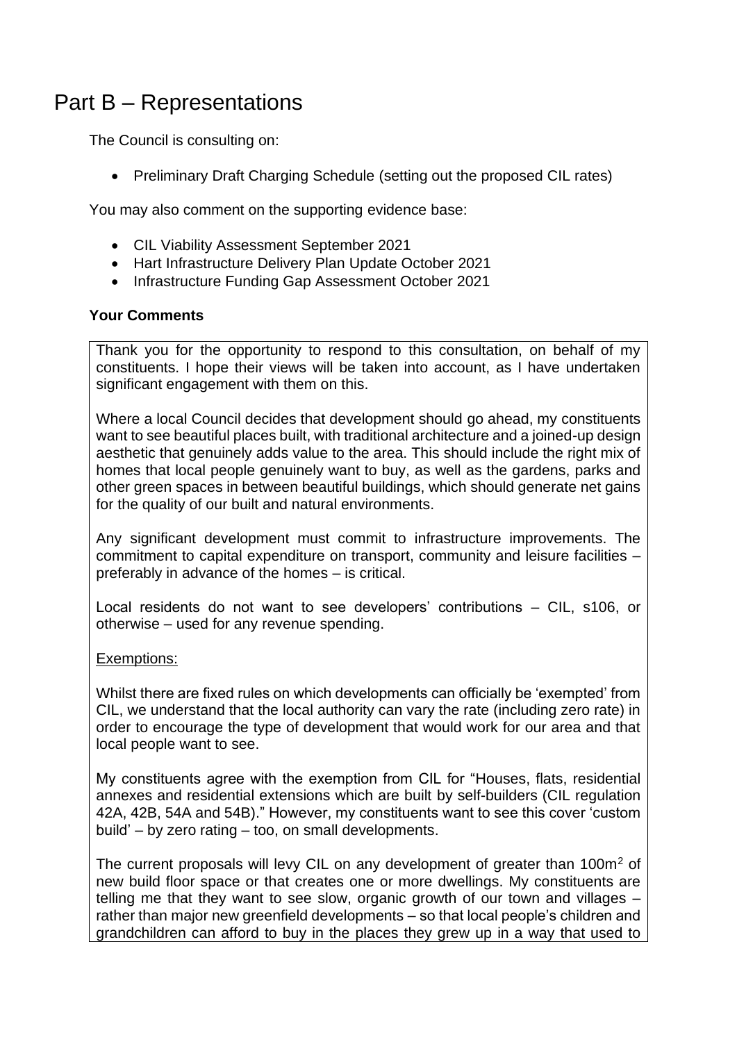# Part B – Representations

The Council is consulting on:

- Preliminary Draft Charging Schedule (setting out the proposed CIL rates)

You may also comment on the supporting evidence base:

- CIL Viability Assessment September 2021
- Hart Infrastructure Delivery Plan Update October 2021
- Infrastructure Funding Gap Assessment October 2021

**Your Comments**

Thank you for the opportunity to respond to this consultation, on behalf of my constituents. I hope their views will be taken into account, as I have undertaken significant engagement with them on this.

Where a local Council decides that development should go ahead, my constituents want to see beautiful places built, with traditional architecture and a joined-up design aesthetic that genuinely adds value to the area. This should include the right mix of homes that local people genuinely want to buy, as well as the gardens, parks and other green spaces in between beautiful buildings, which should generate net gains for the quality of our built and natural environments.

Any significant development must commit to infrastructure improvements. The commitment to capital expenditure on transport, community and leisure facilities – preferably in advance of the homes – is critical.

Local residents do not want to see developers' contributions – CIL, s106, or otherwise – used for any revenue spending.

Exemptions:

Whilst there are fixed rules on which developments can officially be 'exempted' from CIL, we understand that the local authority can vary the rate (including zero rate) in order to encourage the type of development that would work for our area and that local people want to see.

My constituents agree with the exemption from CIL for "Houses, flats, residential annexes and residential extensions which are built by self-builders (CIL regulation 42A, 42B, 54A and 54B)." However, my constituents want to see this cover 'custom build' – by zero rating – too, on small developments.

The current proposals will levy CIL on any development of greater than 100m$^2$ of new build floor space or that creates one or more dwellings. My constituents are telling me that they want to see slow, organic growth of our town and villages – rather than major new greenfield developments – so that local people's children and grandchildren can afford to buy in the places they grew up in a way that used to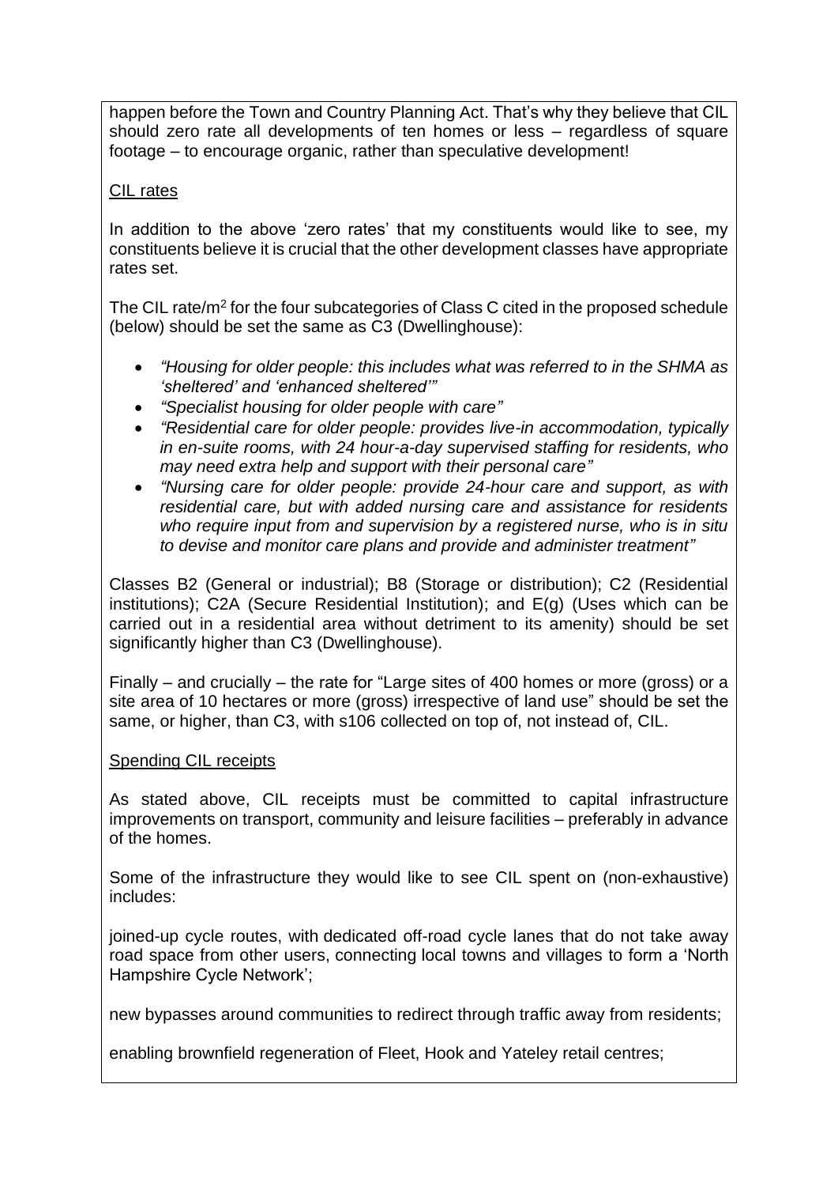happen before the Town and Country Planning Act. That's why they believe that CIL should zero rate all developments of ten homes or less – regardless of square footage – to encourage organic, rather than speculative development!

<u>CIL rates</u>

In addition to the above 'zero rates' that my constituents would like to see, my constituents believe it is crucial that the other development classes have appropriate rates set.

The CIL rate/m$^2$ for the four subcategories of Class C cited in the proposed schedule (below) should be set the same as C3 (Dwellinghouse):

- *"Housing for older people: this includes what was referred to in the SHMA as 'sheltered' and 'enhanced sheltered'"*
- *"Specialist housing for older people with care"*
- *"Residential care for older people: provides live-in accommodation, typically in en-suite rooms, with 24 hour-a-day supervised staffing for residents, who may need extra help and support with their personal care"*
- *"Nursing care for older people: provide 24-hour care and support, as with residential care, but with added nursing care and assistance for residents who require input from and supervision by a registered nurse, who is in situ to devise and monitor care plans and provide and administer treatment"*

Classes B2 (General or industrial); B8 (Storage or distribution); C2 (Residential institutions); C2A (Secure Residential Institution); and E(g) (Uses which can be carried out in a residential area without detriment to its amenity) should be set significantly higher than C3 (Dwellinghouse).

Finally – and crucially – the rate for "Large sites of 400 homes or more (gross) or a site area of 10 hectares or more (gross) irrespective of land use" should be set the same, or higher, than C3, with s106 collected on top of, not instead of, CIL.

<u>Spending CIL receipts</u>

As stated above, CIL receipts must be committed to capital infrastructure improvements on transport, community and leisure facilities – preferably in advance of the homes.

Some of the infrastructure they would like to see CIL spent on (non-exhaustive) includes:

joined-up cycle routes, with dedicated off-road cycle lanes that do not take away road space from other users, connecting local towns and villages to form a 'North Hampshire Cycle Network';

new bypasses around communities to redirect through traffic away from residents;

enabling brownfield regeneration of Fleet, Hook and Yateley retail centres;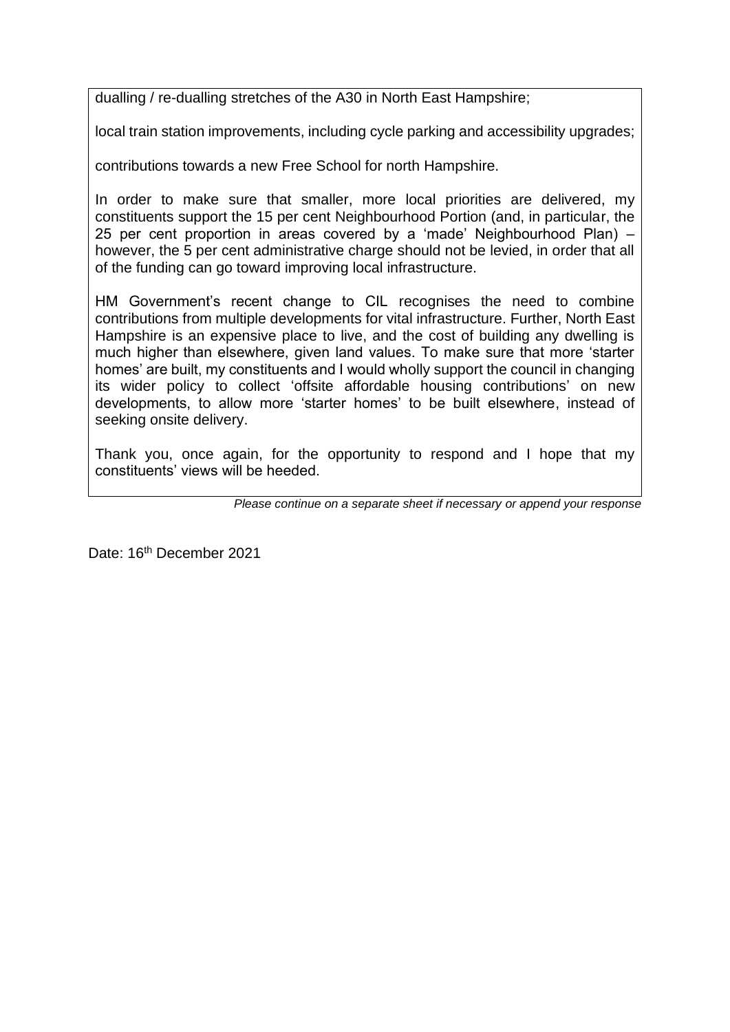dualling / re-dualling stretches of the A30 in North East Hampshire;

local train station improvements, including cycle parking and accessibility upgrades;

contributions towards a new Free School for north Hampshire.

In order to make sure that smaller, more local priorities are delivered, my constituents support the 15 per cent Neighbourhood Portion (and, in particular, the 25 per cent proportion in areas covered by a 'made' Neighbourhood Plan) – however, the 5 per cent administrative charge should not be levied, in order that all of the funding can go toward improving local infrastructure.

HM Government's recent change to CIL recognises the need to combine contributions from multiple developments for vital infrastructure. Further, North East Hampshire is an expensive place to live, and the cost of building any dwelling is much higher than elsewhere, given land values. To make sure that more 'starter homes' are built, my constituents and I would wholly support the council in changing its wider policy to collect 'offsite affordable housing contributions' on new developments, to allow more 'starter homes' to be built elsewhere, instead of seeking onsite delivery.

Thank you, once again, for the opportunity to respond and I hope that my constituents' views will be heeded.

*Please continue on a separate sheet if necessary or append your response*

Date: 16th December 2021